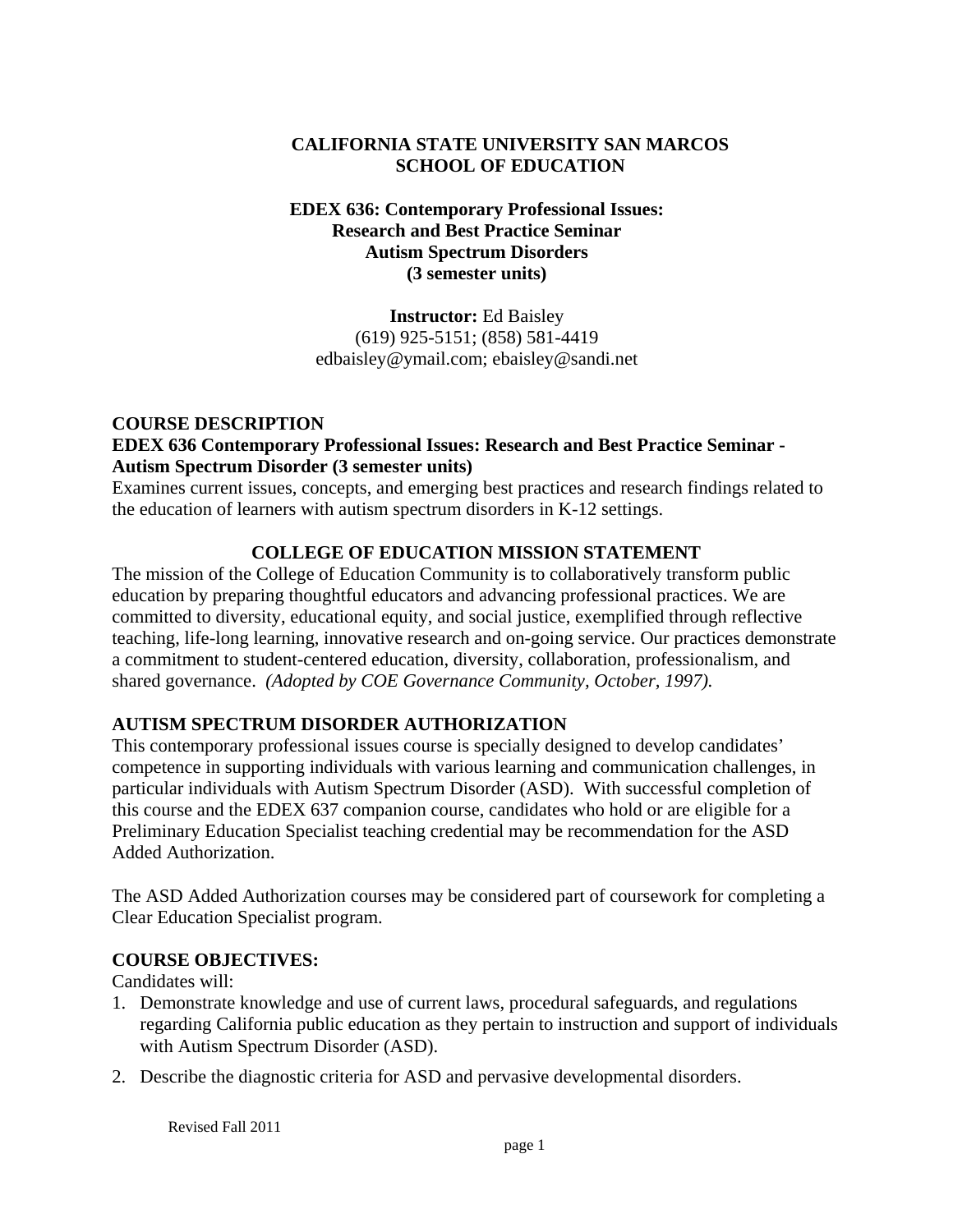# CALIFORNIA STATE UNIVERSITY SAN MARCOS
# SCHOOL OF EDUCATION

## EDEX 636: Contemporary Professional Issues: Research and Best Practice Seminar Autism Spectrum Disorders (3 semester units)

**Instructor:** Ed Baisley
(619) 925-5151; (858) 581-4419
edbaisley@ymail.com; ebaisley@sandi.net

## COURSE DESCRIPTION

**EDEX 636 Contemporary Professional Issues: Research and Best Practice Seminar - Autism Spectrum Disorder (3 semester units)**

Examines current issues, concepts, and emerging best practices and research findings related to the education of learners with autism spectrum disorders in K-12 settings.

## COLLEGE OF EDUCATION MISSION STATEMENT

The mission of the College of Education Community is to collaboratively transform public education by preparing thoughtful educators and advancing professional practices. We are committed to diversity, educational equity, and social justice, exemplified through reflective teaching, life-long learning, innovative research and on-going service. Our practices demonstrate a commitment to student-centered education, diversity, collaboration, professionalism, and shared governance. *(Adopted by COE Governance Community, October, 1997).*

## AUTISM SPECTRUM DISORDER AUTHORIZATION

This contemporary professional issues course is specially designed to develop candidates' competence in supporting individuals with various learning and communication challenges, in particular individuals with Autism Spectrum Disorder (ASD). With successful completion of this course and the EDEX 637 companion course, candidates who hold or are eligible for a Preliminary Education Specialist teaching credential may be recommendation for the ASD Added Authorization.

The ASD Added Authorization courses may be considered part of coursework for completing a Clear Education Specialist program.

## COURSE OBJECTIVES:

Candidates will:

1. Demonstrate knowledge and use of current laws, procedural safeguards, and regulations regarding California public education as they pertain to instruction and support of individuals with Autism Spectrum Disorder (ASD).
2. Describe the diagnostic criteria for ASD and pervasive developmental disorders.

Revised Fall 2011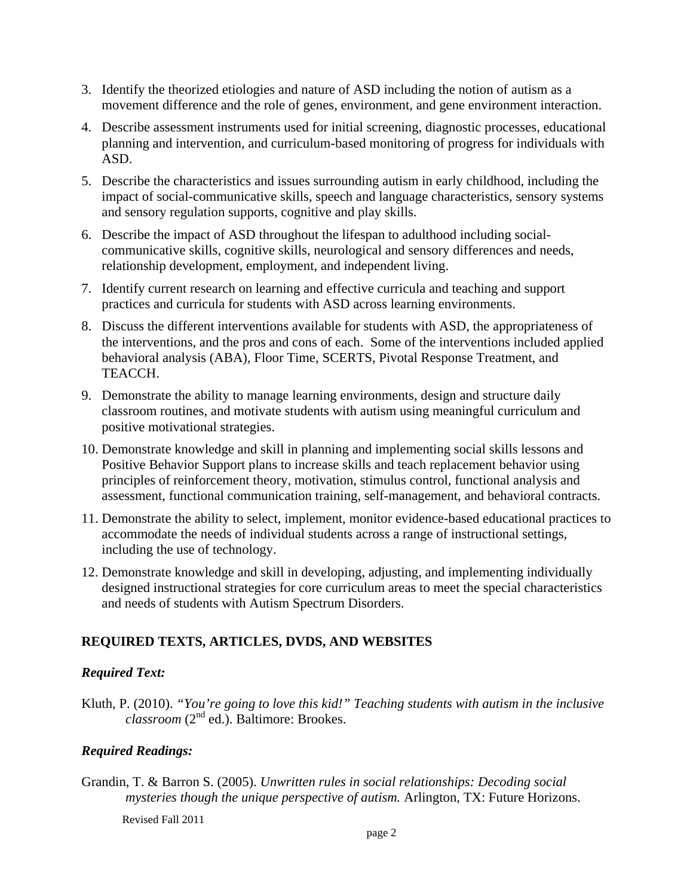3. Identify the theorized etiologies and nature of ASD including the notion of autism as a movement difference and the role of genes, environment, and gene environment interaction.
4. Describe assessment instruments used for initial screening, diagnostic processes, educational planning and intervention, and curriculum-based monitoring of progress for individuals with ASD.
5. Describe the characteristics and issues surrounding autism in early childhood, including the impact of social-communicative skills, speech and language characteristics, sensory systems and sensory regulation supports, cognitive and play skills.
6. Describe the impact of ASD throughout the lifespan to adulthood including social-communicative skills, cognitive skills, neurological and sensory differences and needs, relationship development, employment, and independent living.
7. Identify current research on learning and effective curricula and teaching and support practices and curricula for students with ASD across learning environments.
8. Discuss the different interventions available for students with ASD, the appropriateness of the interventions, and the pros and cons of each. Some of the interventions included applied behavioral analysis (ABA), Floor Time, SCERTS, Pivotal Response Treatment, and TEACCH.
9. Demonstrate the ability to manage learning environments, design and structure daily classroom routines, and motivate students with autism using meaningful curriculum and positive motivational strategies.
10. Demonstrate knowledge and skill in planning and implementing social skills lessons and Positive Behavior Support plans to increase skills and teach replacement behavior using principles of reinforcement theory, motivation, stimulus control, functional analysis and assessment, functional communication training, self-management, and behavioral contracts.
11. Demonstrate the ability to select, implement, monitor evidence-based educational practices to accommodate the needs of individual students across a range of instructional settings, including the use of technology.
12. Demonstrate knowledge and skill in developing, adjusting, and implementing individually designed instructional strategies for core curriculum areas to meet the special characteristics and needs of students with Autism Spectrum Disorders.

## REQUIRED TEXTS, ARTICLES, DVDS, AND WEBSITES

### *Required Text:*

Kluth, P. (2010). *"You're going to love this kid!" Teaching students with autism in the inclusive classroom* (2nd ed.). Baltimore: Brookes.

### *Required Readings:*

Grandin, T. & Barron S. (2005). *Unwritten rules in social relationships: Decoding social mysteries though the unique perspective of autism.* Arlington, TX: Future Horizons.

Revised Fall 2011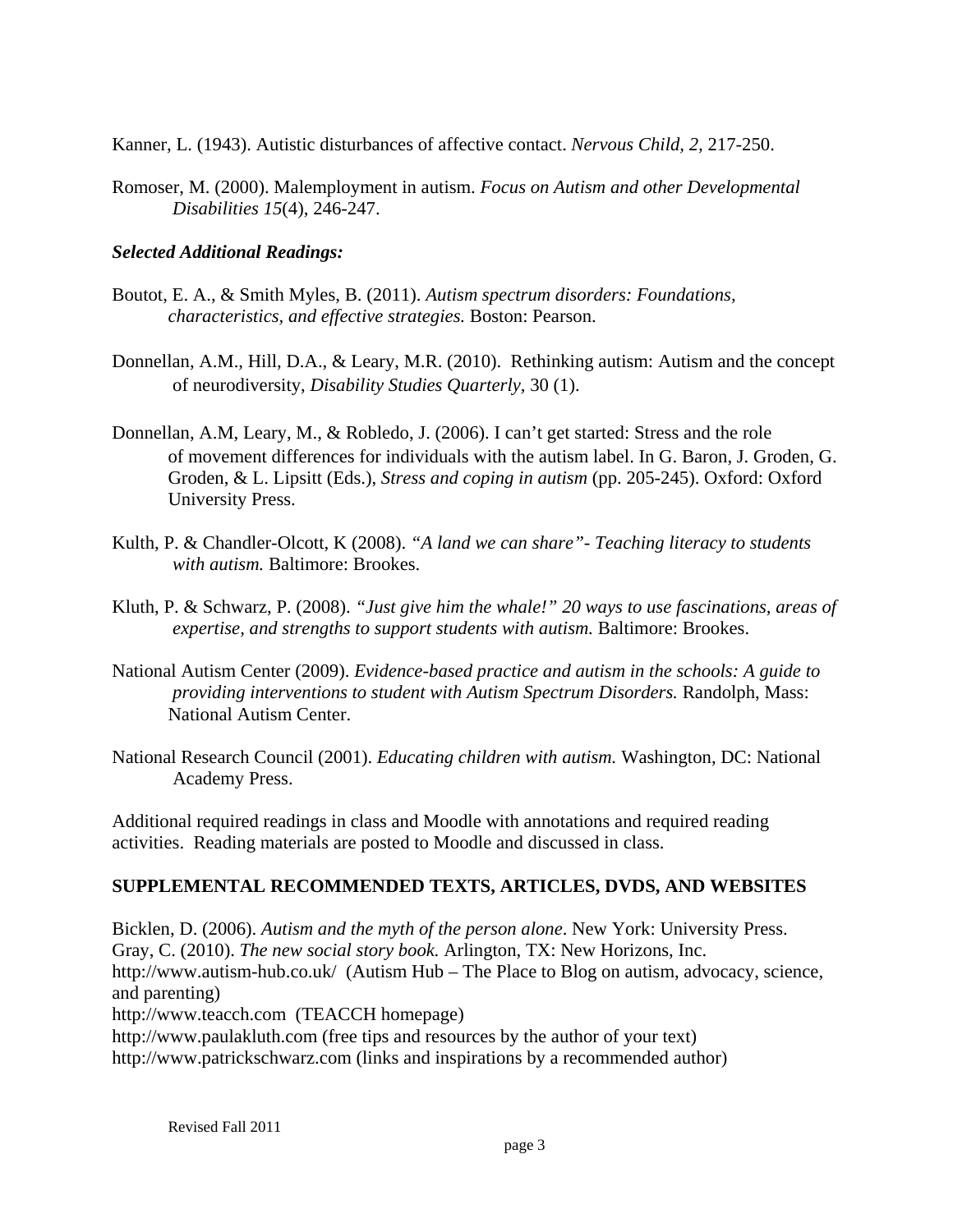Kanner, L. (1943). Autistic disturbances of affective contact. *Nervous Child, 2,* 217-250.

Romoser, M. (2000). Malemployment in autism. *Focus on Autism and other Developmental Disabilities 15*(4), 246-247.

***Selected Additional Readings:***

Boutot, E. A., & Smith Myles, B. (2011). *Autism spectrum disorders: Foundations, characteristics, and effective strategies.* Boston: Pearson.

Donnellan, A.M., Hill, D.A., & Leary, M.R. (2010). Rethinking autism: Autism and the concept of neurodiversity, *Disability Studies Quarterly,* 30 (1).

Donnellan, A.M, Leary, M., & Robledo, J. (2006). I can't get started: Stress and the role of movement differences for individuals with the autism label. In G. Baron, J. Groden, G. Groden, & L. Lipsitt (Eds.), *Stress and coping in autism* (pp. 205-245). Oxford: Oxford University Press.

Kulth, P. & Chandler-Olcott, K (2008). *"A land we can share"- Teaching literacy to students with autism.* Baltimore: Brookes.

Kluth, P. & Schwarz, P. (2008). *"Just give him the whale!" 20 ways to use fascinations, areas of expertise, and strengths to support students with autism.* Baltimore: Brookes.

National Autism Center (2009). *Evidence-based practice and autism in the schools: A guide to providing interventions to student with Autism Spectrum Disorders.* Randolph, Mass: National Autism Center.

National Research Council (2001). *Educating children with autism.* Washington, DC: National Academy Press.

Additional required readings in class and Moodle with annotations and required reading activities. Reading materials are posted to Moodle and discussed in class.

## SUPPLEMENTAL RECOMMENDED TEXTS, ARTICLES, DVDS, AND WEBSITES

Bicklen, D. (2006). *Autism and the myth of the person alone*. New York: University Press.
Gray, C. (2010). *The new social story book.* Arlington, TX: New Horizons, Inc.
http://www.autism-hub.co.uk/ (Autism Hub – The Place to Blog on autism, advocacy, science, and parenting)
http://www.teacch.com (TEACCH homepage)
http://www.paulakluth.com (free tips and resources by the author of your text)
http://www.patrickschwarz.com (links and inspirations by a recommended author)

Revised Fall 2011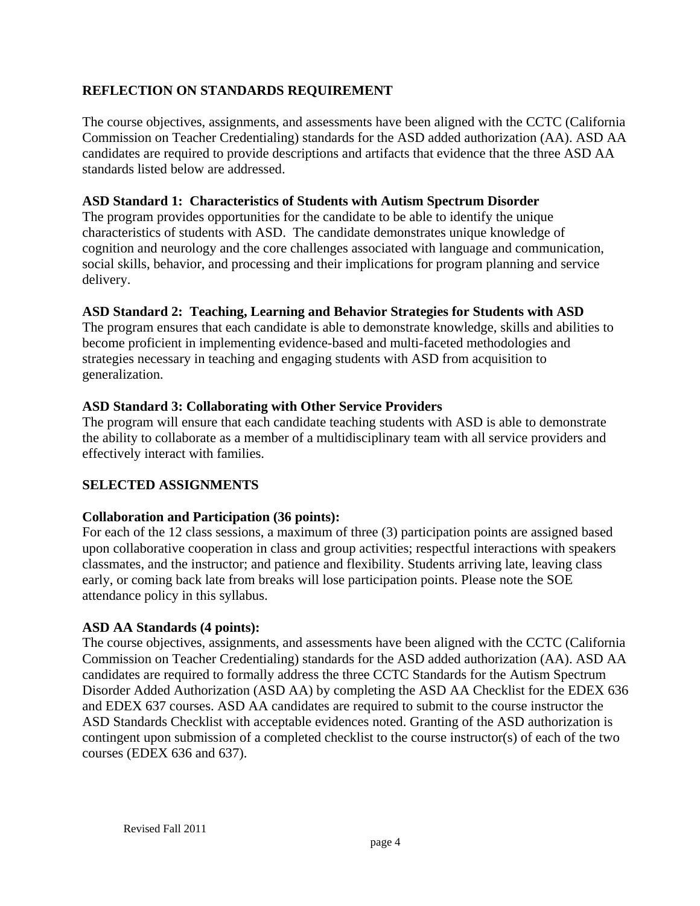## REFLECTION ON STANDARDS REQUIREMENT

The course objectives, assignments, and assessments have been aligned with the CCTC (California Commission on Teacher Credentialing) standards for the ASD added authorization (AA). ASD AA candidates are required to provide descriptions and artifacts that evidence that the three ASD AA standards listed below are addressed.

**ASD Standard 1: Characteristics of Students with Autism Spectrum Disorder**
The program provides opportunities for the candidate to be able to identify the unique characteristics of students with ASD. The candidate demonstrates unique knowledge of cognition and neurology and the core challenges associated with language and communication, social skills, behavior, and processing and their implications for program planning and service delivery.

**ASD Standard 2: Teaching, Learning and Behavior Strategies for Students with ASD**
The program ensures that each candidate is able to demonstrate knowledge, skills and abilities to become proficient in implementing evidence-based and multi-faceted methodologies and strategies necessary in teaching and engaging students with ASD from acquisition to generalization.

**ASD Standard 3: Collaborating with Other Service Providers**
The program will ensure that each candidate teaching students with ASD is able to demonstrate the ability to collaborate as a member of a multidisciplinary team with all service providers and effectively interact with families.

## SELECTED ASSIGNMENTS

**Collaboration and Participation (36 points):**
For each of the 12 class sessions, a maximum of three (3) participation points are assigned based upon collaborative cooperation in class and group activities; respectful interactions with speakers classmates, and the instructor; and patience and flexibility. Students arriving late, leaving class early, or coming back late from breaks will lose participation points. Please note the SOE attendance policy in this syllabus.

**ASD AA Standards (4 points):**
The course objectives, assignments, and assessments have been aligned with the CCTC (California Commission on Teacher Credentialing) standards for the ASD added authorization (AA). ASD AA candidates are required to formally address the three CCTC Standards for the Autism Spectrum Disorder Added Authorization (ASD AA) by completing the ASD AA Checklist for the EDEX 636 and EDEX 637 courses. ASD AA candidates are required to submit to the course instructor the ASD Standards Checklist with acceptable evidences noted. Granting of the ASD authorization is contingent upon submission of a completed checklist to the course instructor(s) of each of the two courses (EDEX 636 and 637).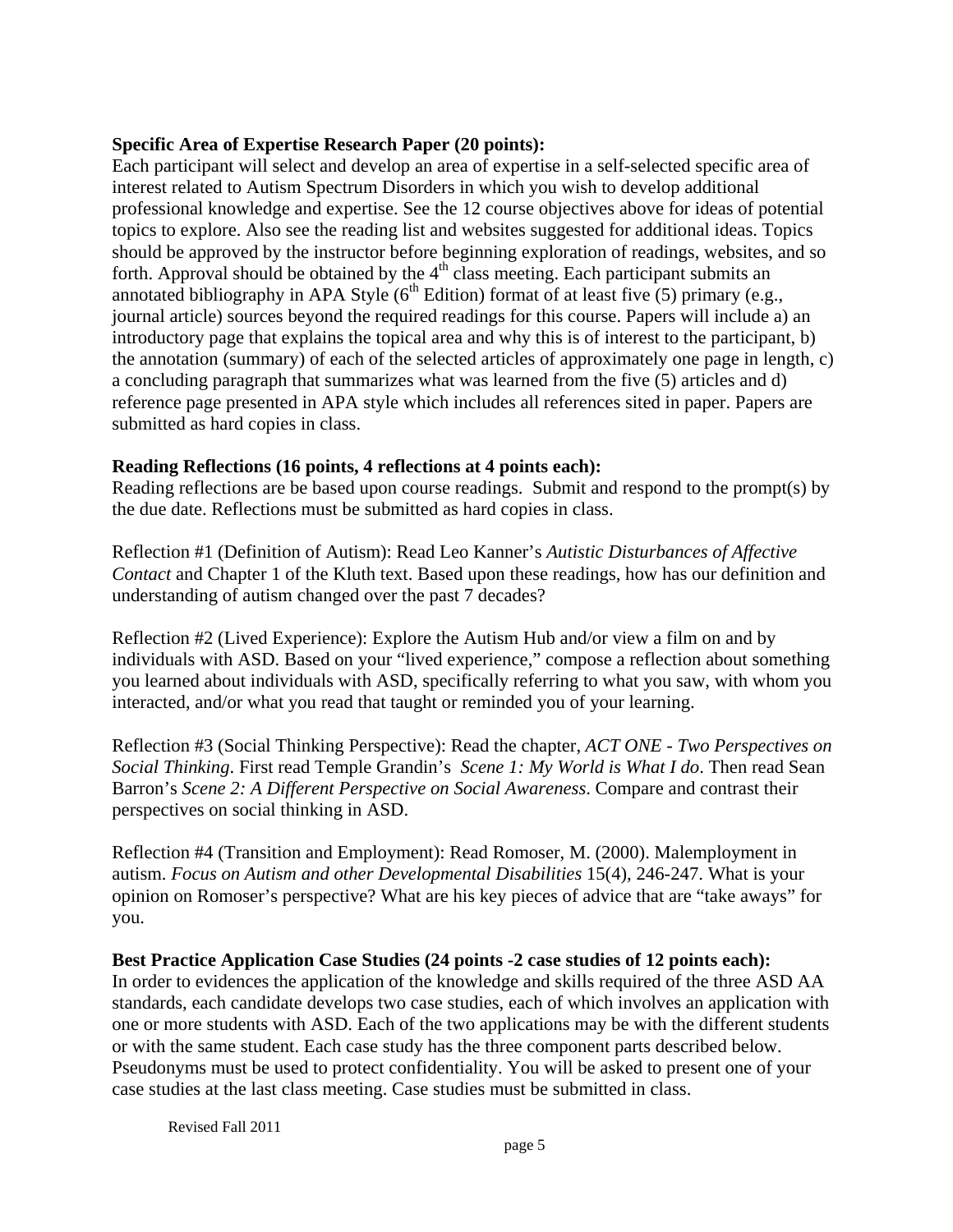**Specific Area of Expertise Research Paper (20 points):**
Each participant will select and develop an area of expertise in a self-selected specific area of interest related to Autism Spectrum Disorders in which you wish to develop additional professional knowledge and expertise. See the 12 course objectives above for ideas of potential topics to explore. Also see the reading list and websites suggested for additional ideas. Topics should be approved by the instructor before beginning exploration of readings, websites, and so forth. Approval should be obtained by the 4th class meeting. Each participant submits an annotated bibliography in APA Style (6th Edition) format of at least five (5) primary (e.g., journal article) sources beyond the required readings for this course. Papers will include a) an introductory page that explains the topical area and why this is of interest to the participant, b) the annotation (summary) of each of the selected articles of approximately one page in length, c) a concluding paragraph that summarizes what was learned from the five (5) articles and d) reference page presented in APA style which includes all references sited in paper. Papers are submitted as hard copies in class.

**Reading Reflections (16 points, 4 reflections at 4 points each):**
Reading reflections are be based upon course readings. Submit and respond to the prompt(s) by the due date. Reflections must be submitted as hard copies in class.

Reflection #1 (Definition of Autism): Read Leo Kanner's *Autistic Disturbances of Affective Contact* and Chapter 1 of the Kluth text. Based upon these readings, how has our definition and understanding of autism changed over the past 7 decades?

Reflection #2 (Lived Experience): Explore the Autism Hub and/or view a film on and by individuals with ASD. Based on your "lived experience," compose a reflection about something you learned about individuals with ASD, specifically referring to what you saw, with whom you interacted, and/or what you read that taught or reminded you of your learning.

Reflection #3 (Social Thinking Perspective): Read the chapter, *ACT ONE - Two Perspectives on Social Thinking*. First read Temple Grandin's *Scene 1: My World is What I do*. Then read Sean Barron's *Scene 2: A Different Perspective on Social Awareness*. Compare and contrast their perspectives on social thinking in ASD.

Reflection #4 (Transition and Employment): Read Romoser, M. (2000). Malemployment in autism. *Focus on Autism and other Developmental Disabilities* 15(4), 246-247. What is your opinion on Romoser's perspective? What are his key pieces of advice that are "take aways" for you.

**Best Practice Application Case Studies (24 points -2 case studies of 12 points each):**
In order to evidences the application of the knowledge and skills required of the three ASD AA standards, each candidate develops two case studies, each of which involves an application with one or more students with ASD. Each of the two applications may be with the different students or with the same student. Each case study has the three component parts described below. Pseudonyms must be used to protect confidentiality. You will be asked to present one of your case studies at the last class meeting. Case studies must be submitted in class.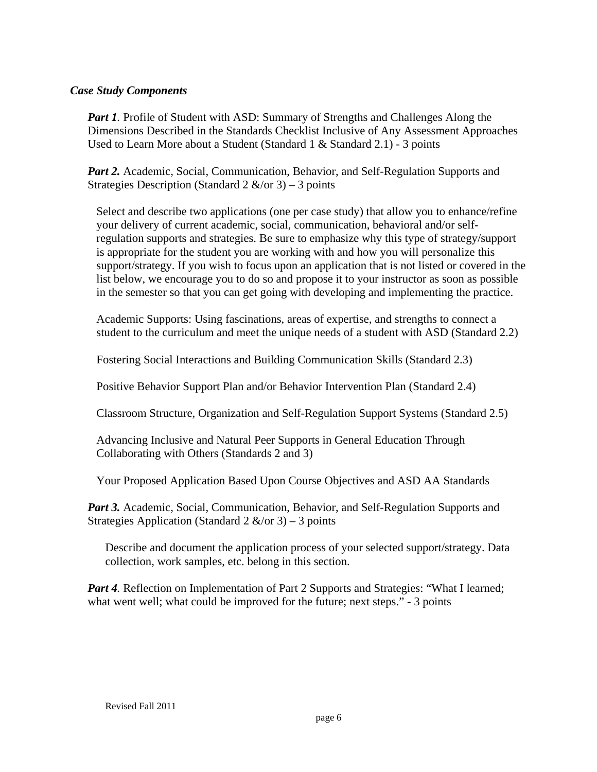### *Case Study Components*

***Part 1**.* Profile of Student with ASD: Summary of Strengths and Challenges Along the Dimensions Described in the Standards Checklist Inclusive of Any Assessment Approaches Used to Learn More about a Student (Standard 1 & Standard 2.1) - 3 points

***Part 2.*** Academic, Social, Communication, Behavior, and Self-Regulation Supports and Strategies Description (Standard 2 &/or 3) – 3 points

Select and describe two applications (one per case study) that allow you to enhance/refine your delivery of current academic, social, communication, behavioral and/or self-regulation supports and strategies. Be sure to emphasize why this type of strategy/support is appropriate for the student you are working with and how you will personalize this support/strategy. If you wish to focus upon an application that is not listed or covered in the list below, we encourage you to do so and propose it to your instructor as soon as possible in the semester so that you can get going with developing and implementing the practice.

Academic Supports: Using fascinations, areas of expertise, and strengths to connect a student to the curriculum and meet the unique needs of a student with ASD (Standard 2.2)

Fostering Social Interactions and Building Communication Skills (Standard 2.3)

Positive Behavior Support Plan and/or Behavior Intervention Plan (Standard 2.4)

Classroom Structure, Organization and Self-Regulation Support Systems (Standard 2.5)

Advancing Inclusive and Natural Peer Supports in General Education Through Collaborating with Others (Standards 2 and 3)

Your Proposed Application Based Upon Course Objectives and ASD AA Standards

***Part 3.*** Academic, Social, Communication, Behavior, and Self-Regulation Supports and Strategies Application (Standard 2 &/or 3) – 3 points

Describe and document the application process of your selected support/strategy. Data collection, work samples, etc. belong in this section.

***Part 4**.* Reflection on Implementation of Part 2 Supports and Strategies: "What I learned; what went well; what could be improved for the future; next steps." - 3 points

Revised Fall 2011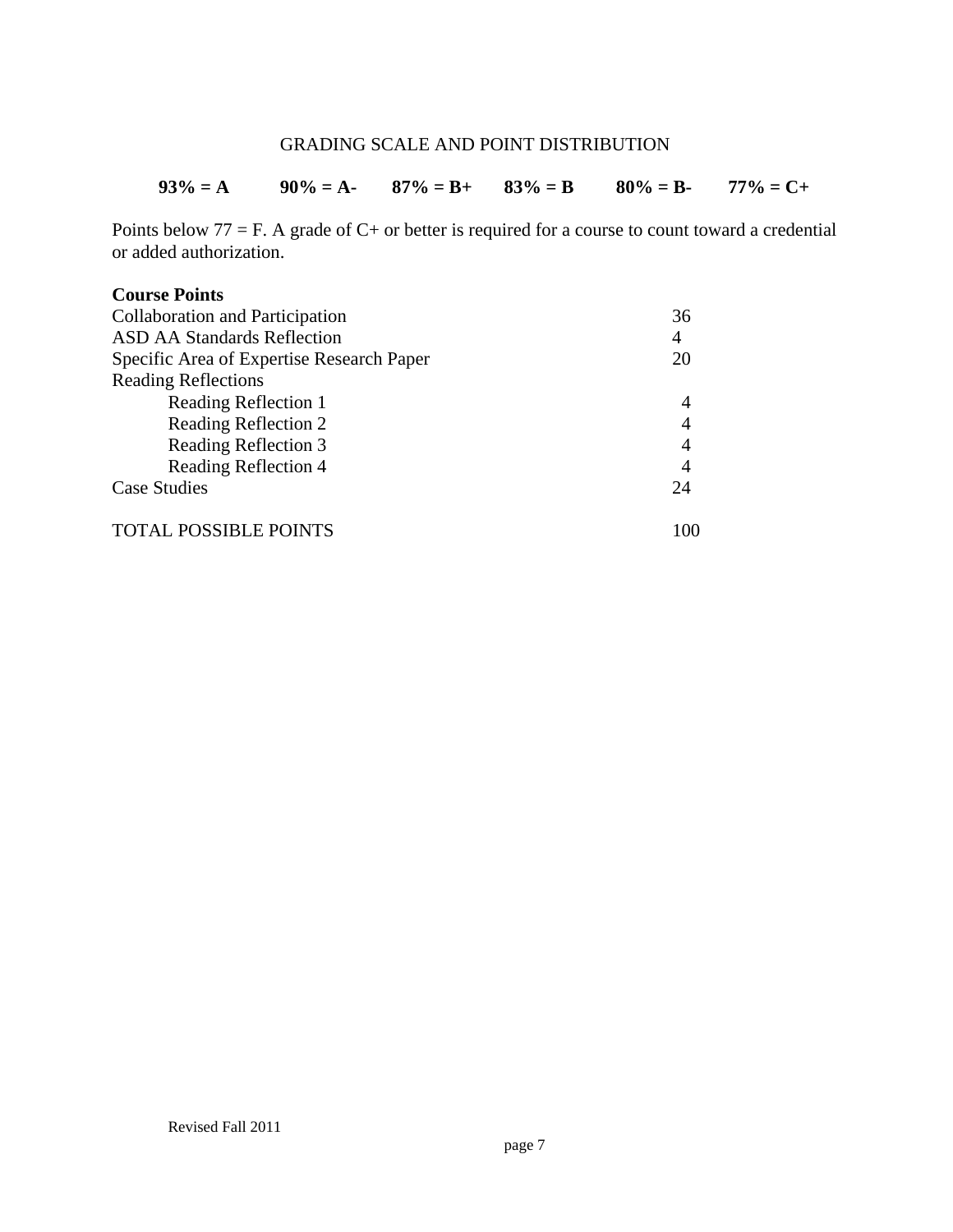## GRADING SCALE AND POINT DISTRIBUTION

**93% = A** **90% = A-** **87% = B+** **83% = B** **80% = B-** **77% = C+**

Points below 77 = F. A grade of C+ or better is required for a course to count toward a credential or added authorization.

| **Course Points** | |
|---|---|
| Collaboration and Participation | 36 |
| ASD AA Standards Reflection | 4 |
| Specific Area of Expertise Research Paper | 20 |
| Reading Reflections | |
| Reading Reflection 1 | 4 |
| Reading Reflection 2 | 4 |
| Reading Reflection 3 | 4 |
| Reading Reflection 4 | 4 |
| Case Studies | 24 |
| TOTAL POSSIBLE POINTS | 100 |

Revised Fall 2011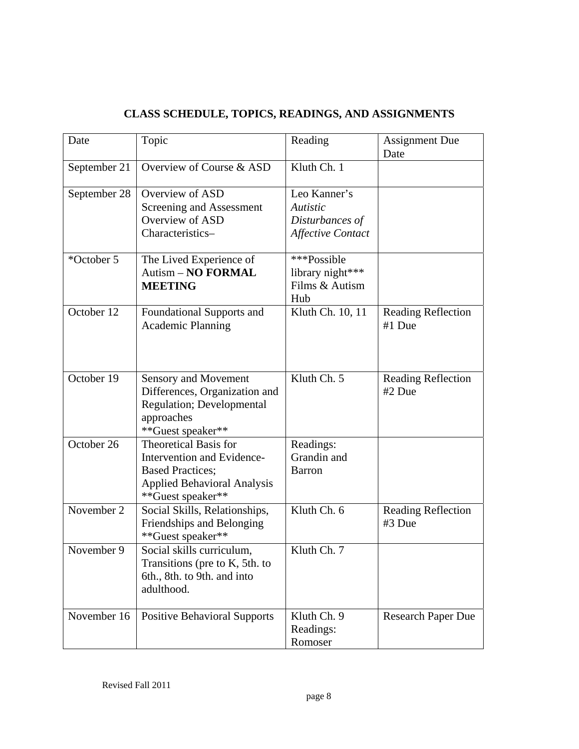## CLASS SCHEDULE, TOPICS, READINGS, AND ASSIGNMENTS

| Date | Topic | Reading | Assignment Due Date |
|---|---|---|---|
| September 21 | Overview of Course & ASD | Kluth Ch. 1 | |
| September 28 | Overview of ASD Screening and Assessment Overview of ASD Characteristics– | Leo Kanner's *Autistic Disturbances of Affective Contact* | |
| *October 5 | The Lived Experience of Autism – **NO FORMAL MEETING** | ***Possible library night*** Films & Autism Hub | |
| October 12 | Foundational Supports and Academic Planning | Kluth Ch. 10, 11 | Reading Reflection #1 Due |
| October 19 | Sensory and Movement Differences, Organization and Regulation; Developmental approaches **Guest speaker** | Kluth Ch. 5 | Reading Reflection #2 Due |
| October 26 | Theoretical Basis for Intervention and Evidence-Based Practices; Applied Behavioral Analysis **Guest speaker** | Readings: Grandin and Barron | |
| November 2 | Social Skills, Relationships, Friendships and Belonging **Guest speaker** | Kluth Ch. 6 | Reading Reflection #3 Due |
| November 9 | Social skills curriculum, Transitions (pre to K, 5th. to 6th., 8th. to 9th. and into adulthood. | Kluth Ch. 7 | |
| November 16 | Positive Behavioral Supports | Kluth Ch. 9 Readings: Romoser | Research Paper Due |

Revised Fall 2011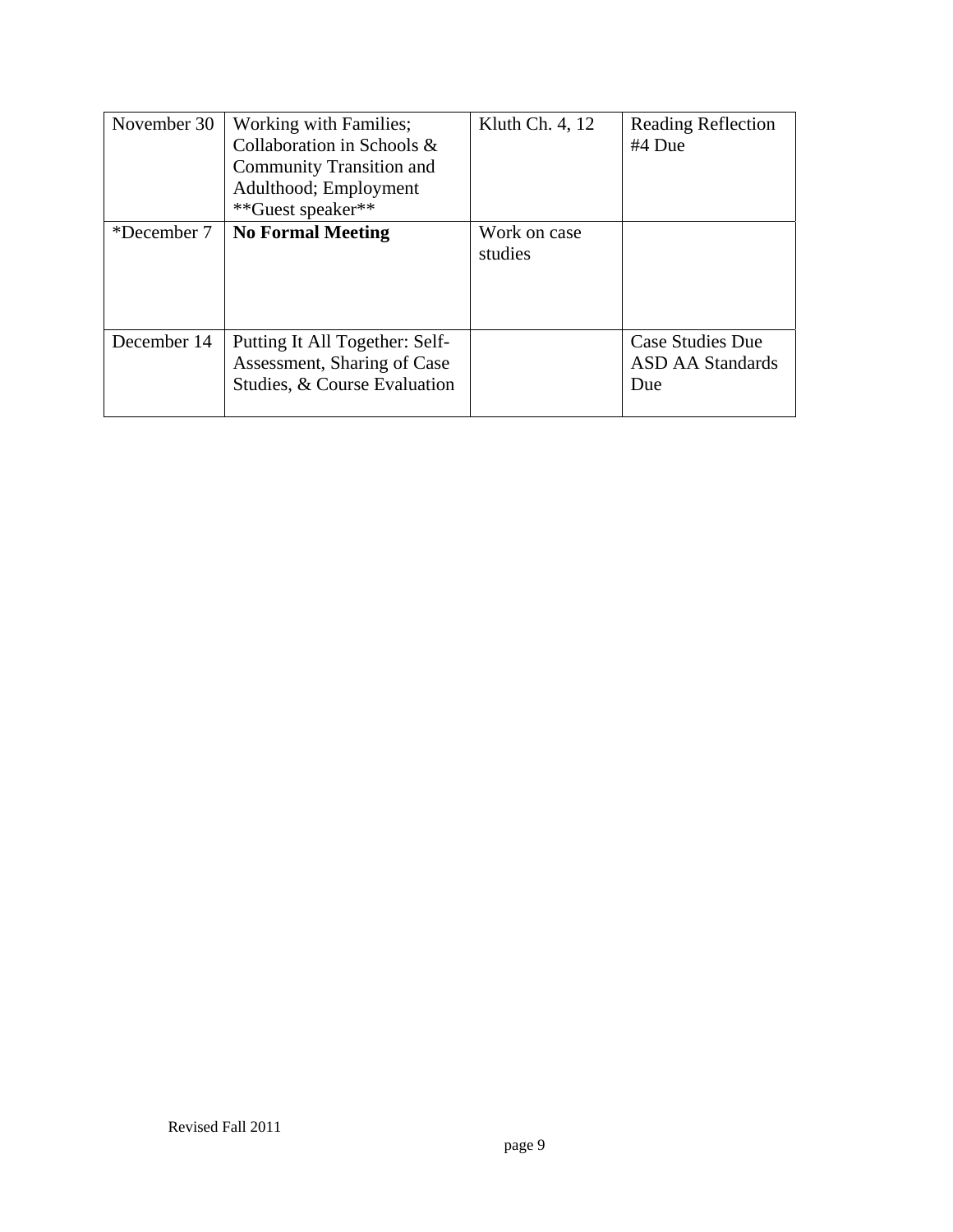| | | | |
|---|---|---|---|
| November 30 | Working with Families; Collaboration in Schools & Community Transition and Adulthood; Employment **Guest speaker** | Kluth Ch. 4, 12 | Reading Reflection #4 Due |
| *December 7 | **No Formal Meeting** | Work on case studies | |
| December 14 | Putting It All Together: Self-Assessment, Sharing of Case Studies, & Course Evaluation | | Case Studies Due ASD AA Standards Due |

Revised Fall 2011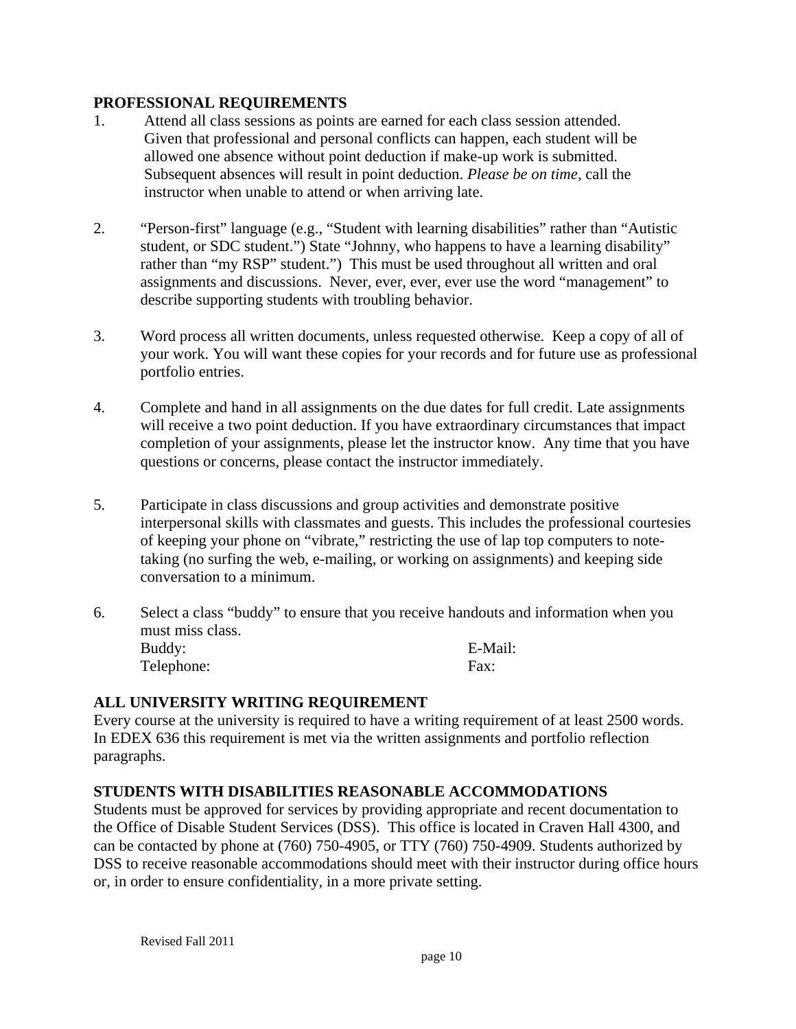## PROFESSIONAL REQUIREMENTS

1. Attend all class sessions as points are earned for each class session attended. Given that professional and personal conflicts can happen, each student will be allowed one absence without point deduction if make-up work is submitted. Subsequent absences will result in point deduction. *Please be on time*, call the instructor when unable to attend or when arriving late.

2. "Person-first" language (e.g., "Student with learning disabilities" rather than "Autistic student, or SDC student.") State "Johnny, who happens to have a learning disability" rather than "my RSP" student.") This must be used throughout all written and oral assignments and discussions. Never, ever, ever, ever use the word "management" to describe supporting students with troubling behavior.

3. Word process all written documents, unless requested otherwise. Keep a copy of all of your work. You will want these copies for your records and for future use as professional portfolio entries.

4. Complete and hand in all assignments on the due dates for full credit. Late assignments will receive a two point deduction. If you have extraordinary circumstances that impact completion of your assignments, please let the instructor know. Any time that you have questions or concerns, please contact the instructor immediately.

5. Participate in class discussions and group activities and demonstrate positive interpersonal skills with classmates and guests. This includes the professional courtesies of keeping your phone on "vibrate," restricting the use of lap top computers to note-taking (no surfing the web, e-mailing, or working on assignments) and keeping side conversation to a minimum.

6. Select a class "buddy" to ensure that you receive handouts and information when you must miss class.

   Buddy: E-Mail:
   Telephone: Fax:

## ALL UNIVERSITY WRITING REQUIREMENT

Every course at the university is required to have a writing requirement of at least 2500 words. In EDEX 636 this requirement is met via the written assignments and portfolio reflection paragraphs.

## STUDENTS WITH DISABILITIES REASONABLE ACCOMMODATIONS

Students must be approved for services by providing appropriate and recent documentation to the Office of Disable Student Services (DSS). This office is located in Craven Hall 4300, and can be contacted by phone at (760) 750-4905, or TTY (760) 750-4909. Students authorized by DSS to receive reasonable accommodations should meet with their instructor during office hours or, in order to ensure confidentiality, in a more private setting.

Revised Fall 2011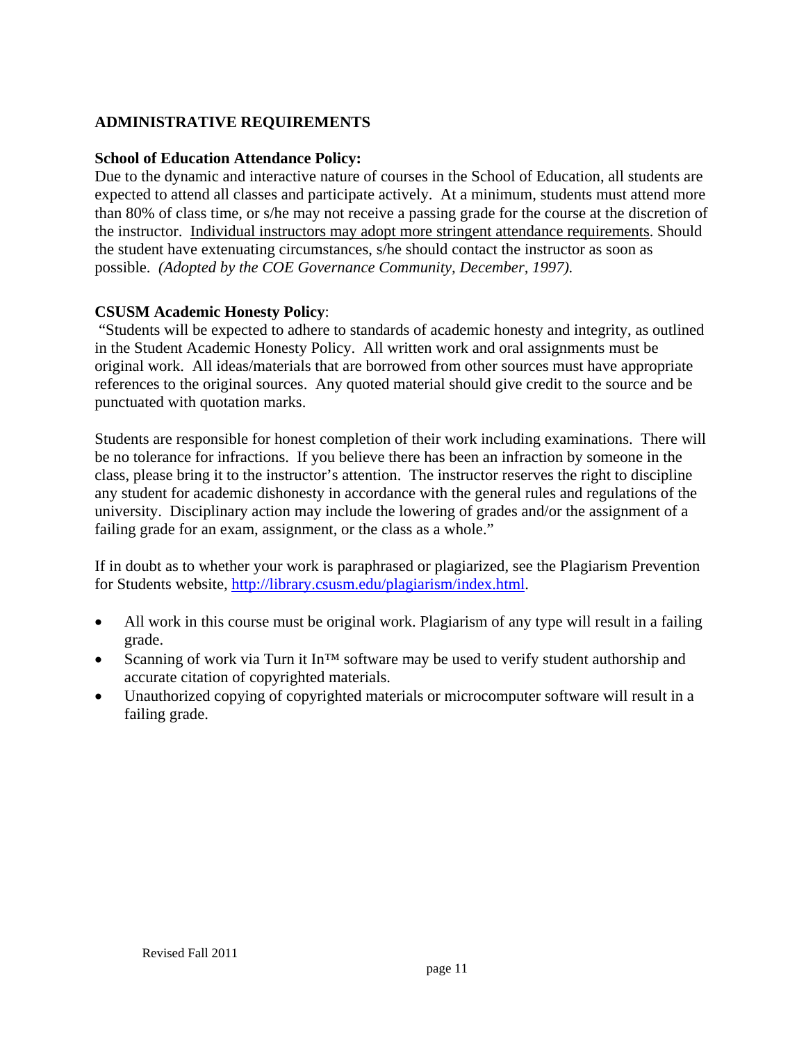## ADMINISTRATIVE REQUIREMENTS

**School of Education Attendance Policy:**
Due to the dynamic and interactive nature of courses in the School of Education, all students are expected to attend all classes and participate actively. At a minimum, students must attend more than 80% of class time, or s/he may not receive a passing grade for the course at the discretion of the instructor. Individual instructors may adopt more stringent attendance requirements. Should the student have extenuating circumstances, s/he should contact the instructor as soon as possible. *(Adopted by the COE Governance Community, December, 1997).*

**CSUSM Academic Honesty Policy**:
"Students will be expected to adhere to standards of academic honesty and integrity, as outlined in the Student Academic Honesty Policy. All written work and oral assignments must be original work. All ideas/materials that are borrowed from other sources must have appropriate references to the original sources. Any quoted material should give credit to the source and be punctuated with quotation marks.

Students are responsible for honest completion of their work including examinations. There will be no tolerance for infractions. If you believe there has been an infraction by someone in the class, please bring it to the instructor's attention. The instructor reserves the right to discipline any student for academic dishonesty in accordance with the general rules and regulations of the university. Disciplinary action may include the lowering of grades and/or the assignment of a failing grade for an exam, assignment, or the class as a whole."

If in doubt as to whether your work is paraphrased or plagiarized, see the Plagiarism Prevention for Students website, http://library.csusm.edu/plagiarism/index.html.

- All work in this course must be original work. Plagiarism of any type will result in a failing grade.
- Scanning of work via Turn it In™ software may be used to verify student authorship and accurate citation of copyrighted materials.
- Unauthorized copying of copyrighted materials or microcomputer software will result in a failing grade.

Revised Fall 2011